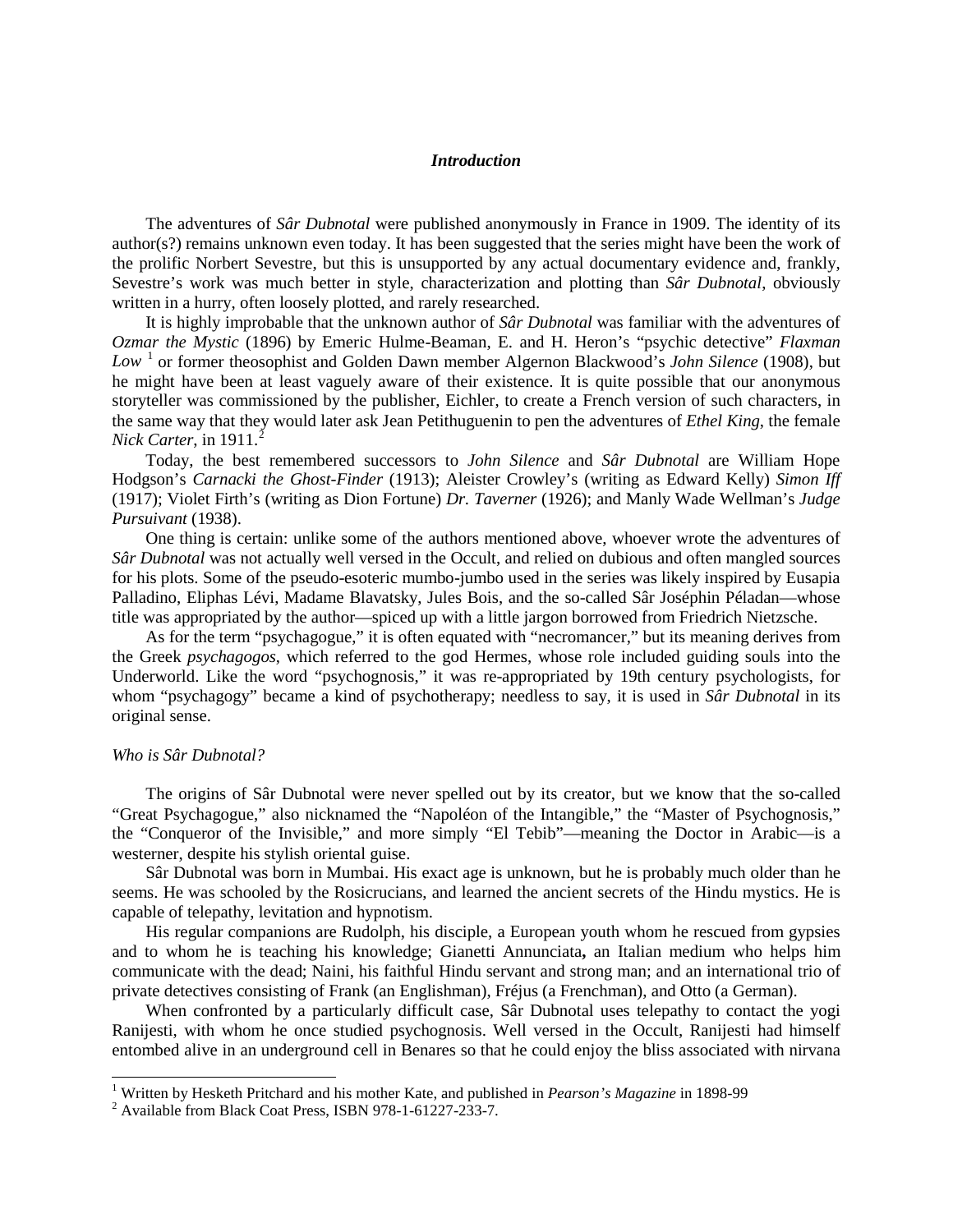# *Introduction*

The adventures of *Sâr Dubnotal* were published anonymously in France in 1909. The identity of its author(s?) remains unknown even today. It has been suggested that the series might have been the work of the prolific Norbert Sevestre, but this is unsupported by any actual documentary evidence and, frankly, Sevestre's work was much better in style, characterization and plotting than *Sâr Dubnotal*, obviously written in a hurry, often loosely plotted, and rarely researched.

It is highly improbable that the unknown author of *Sâr Dubnotal* was familiar with the adventures of *Ozmar the Mystic* (1896) by Emeric Hulme-Beaman, E. and H. Heron's "psychic detective" *Flaxman Low* [1] or former theosophist and Golden Dawn member Algernon Blackwood's *John Silence* (1908), but he might have been at least vaguely aware of their existence. It is quite possible that our anonymous storyteller was commissioned by the publisher, Eichler, to create a French version of such characters, in the same way that they would later ask Jean Petithuguenin to pen the adventures of *Ethel King*, the female *Nick Carter*, in 1911.[2]

Today, the best remembered successors to *John Silence* and *Sâr Dubnotal* are William Hope Hodgson's *Carnacki the Ghost-Finder* (1913); Aleister Crowley's (writing as Edward Kelly) *Simon Iff* (1917); Violet Firth's (writing as Dion Fortune) *Dr. Taverner* (1926); and Manly Wade Wellman's *Judge Pursuivant* (1938).

One thing is certain: unlike some of the authors mentioned above, whoever wrote the adventures of *Sâr Dubnotal* was not actually well versed in the Occult, and relied on dubious and often mangled sources for his plots. Some of the pseudo-esoteric mumbo-jumbo used in the series was likely inspired by Eusapia Palladino, Eliphas Lévi, Madame Blavatsky, Jules Bois, and the so-called Sâr Joséphin Péladan—whose title was appropriated by the author—spiced up with a little jargon borrowed from Friedrich Nietzsche.

As for the term "psychagogue," it is often equated with "necromancer," but its meaning derives from the Greek *psychagogos*, which referred to the god Hermes, whose role included guiding souls into the Underworld. Like the word "psychognosis," it was re-appropriated by 19th century psychologists, for whom "psychagogy" became a kind of psychotherapy; needless to say, it is used in *Sâr Dubnotal* in its original sense.

*Who is Sâr Dubnotal?*

The origins of Sâr Dubnotal were never spelled out by its creator, but we know that the so-called "Great Psychagogue," also nicknamed the "Napoléon of the Intangible," the "Master of Psychognosis," the "Conqueror of the Invisible," and more simply "El Tebib"—meaning the Doctor in Arabic—is a westerner, despite his stylish oriental guise.

Sâr Dubnotal was born in Mumbai. His exact age is unknown, but he is probably much older than he seems. He was schooled by the Rosicrucians, and learned the ancient secrets of the Hindu mystics. He is capable of telepathy, levitation and hypnotism.

His regular companions are Rudolph, his disciple, a European youth whom he rescued from gypsies and to whom he is teaching his knowledge; Gianetti Annunciata**,** an Italian medium who helps him communicate with the dead; Naini, his faithful Hindu servant and strong man; and an international trio of private detectives consisting of Frank (an Englishman), Fréjus (a Frenchman), and Otto (a German).

When confronted by a particularly difficult case, Sâr Dubnotal uses telepathy to contact the yogi Ranijesti, with whom he once studied psychognosis. Well versed in the Occult, Ranijesti had himself entombed alive in an underground cell in Benares so that he could enjoy the bliss associated with nirvana

---

[1] Written by Hesketh Pritchard and his mother Kate, and published in *Pearson's Magazine* in 1898-99

[2] Available from Black Coat Press, ISBN 978-1-61227-233-7.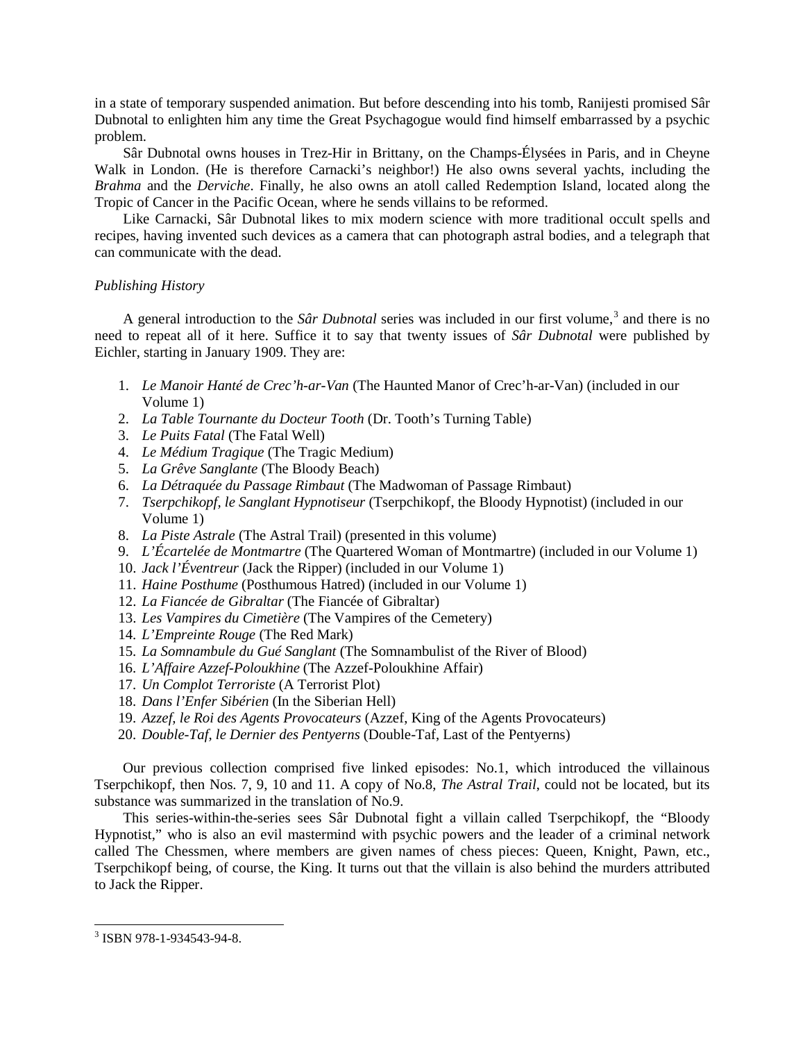in a state of temporary suspended animation. But before descending into his tomb, Ranijesti promised Sâr Dubnotal to enlighten him any time the Great Psychagogue would find himself embarrassed by a psychic problem.

Sâr Dubnotal owns houses in Trez-Hir in Brittany, on the Champs-Élysées in Paris, and in Cheyne Walk in London. (He is therefore Carnacki's neighbor!) He also owns several yachts, including the *Brahma* and the *Derviche*. Finally, he also owns an atoll called Redemption Island, located along the Tropic of Cancer in the Pacific Ocean, where he sends villains to be reformed.

Like Carnacki, Sâr Dubnotal likes to mix modern science with more traditional occult spells and recipes, having invented such devices as a camera that can photograph astral bodies, and a telegraph that can communicate with the dead.

*Publishing History*

A general introduction to the *Sâr Dubnotal* series was included in our first volume,[3] and there is no need to repeat all of it here. Suffice it to say that twenty issues of *Sâr Dubnotal* were published by Eichler, starting in January 1909. They are:

1. *Le Manoir Hanté de Crec'h-ar-Van* (The Haunted Manor of Crec'h-ar-Van) (included in our Volume 1)
2. *La Table Tournante du Docteur Tooth* (Dr. Tooth's Turning Table)
3. *Le Puits Fatal* (The Fatal Well)
4. *Le Médium Tragique* (The Tragic Medium)
5. *La Grêve Sanglante* (The Bloody Beach)
6. *La Détraquée du Passage Rimbaut* (The Madwoman of Passage Rimbaut)
7. *Tserpchikopf, le Sanglant Hypnotiseur* (Tserpchikopf, the Bloody Hypnotist) (included in our Volume 1)
8. *La Piste Astrale* (The Astral Trail) (presented in this volume)
9. *L'Écartelée de Montmartre* (The Quartered Woman of Montmartre) (included in our Volume 1)
10. *Jack l'Éventreur* (Jack the Ripper) (included in our Volume 1)
11. *Haine Posthume* (Posthumous Hatred) (included in our Volume 1)
12. *La Fiancée de Gibraltar* (The Fiancée of Gibraltar)
13. *Les Vampires du Cimetière* (The Vampires of the Cemetery)
14. *L'Empreinte Rouge* (The Red Mark)
15. *La Somnambule du Gué Sanglant* (The Somnambulist of the River of Blood)
16. *L'Affaire Azzef-Poloukhine* (The Azzef-Poloukhine Affair)
17. *Un Complot Terroriste* (A Terrorist Plot)
18. *Dans l'Enfer Sibérien* (In the Siberian Hell)
19. *Azzef, le Roi des Agents Provocateurs* (Azzef, King of the Agents Provocateurs)
20. *Double-Taf, le Dernier des Pentyerns* (Double-Taf, Last of the Pentyerns)

Our previous collection comprised five linked episodes: No.1, which introduced the villainous Tserpchikopf, then Nos. 7, 9, 10 and 11. A copy of No.8, *The Astral Trail*, could not be located, but its substance was summarized in the translation of No.9.

This series-within-the-series sees Sâr Dubnotal fight a villain called Tserpchikopf, the "Bloody Hypnotist," who is also an evil mastermind with psychic powers and the leader of a criminal network called The Chessmen, where members are given names of chess pieces: Queen, Knight, Pawn, etc., Tserpchikopf being, of course, the King. It turns out that the villain is also behind the murders attributed to Jack the Ripper.

[3] ISBN 978-1-934543-94-8.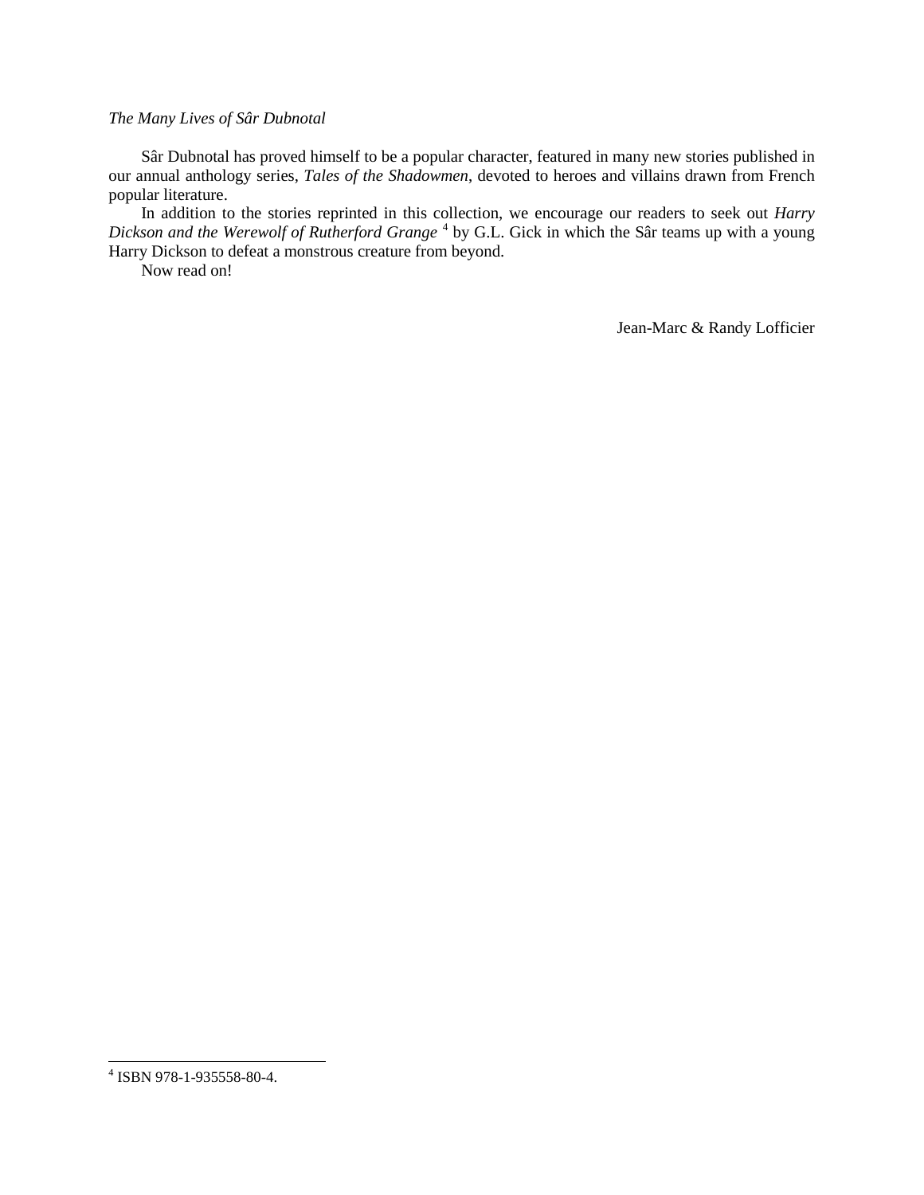*The Many Lives of Sâr Dubnotal*

Sâr Dubnotal has proved himself to be a popular character, featured in many new stories published in our annual anthology series, *Tales of the Shadowmen*, devoted to heroes and villains drawn from French popular literature.

In addition to the stories reprinted in this collection, we encourage our readers to seek out *Harry Dickson and the Werewolf of Rutherford Grange* [4] by G.L. Gick in which the Sâr teams up with a young Harry Dickson to defeat a monstrous creature from beyond.

Now read on!

Jean-Marc & Randy Lofficier

[4] ISBN 978-1-935558-80-4.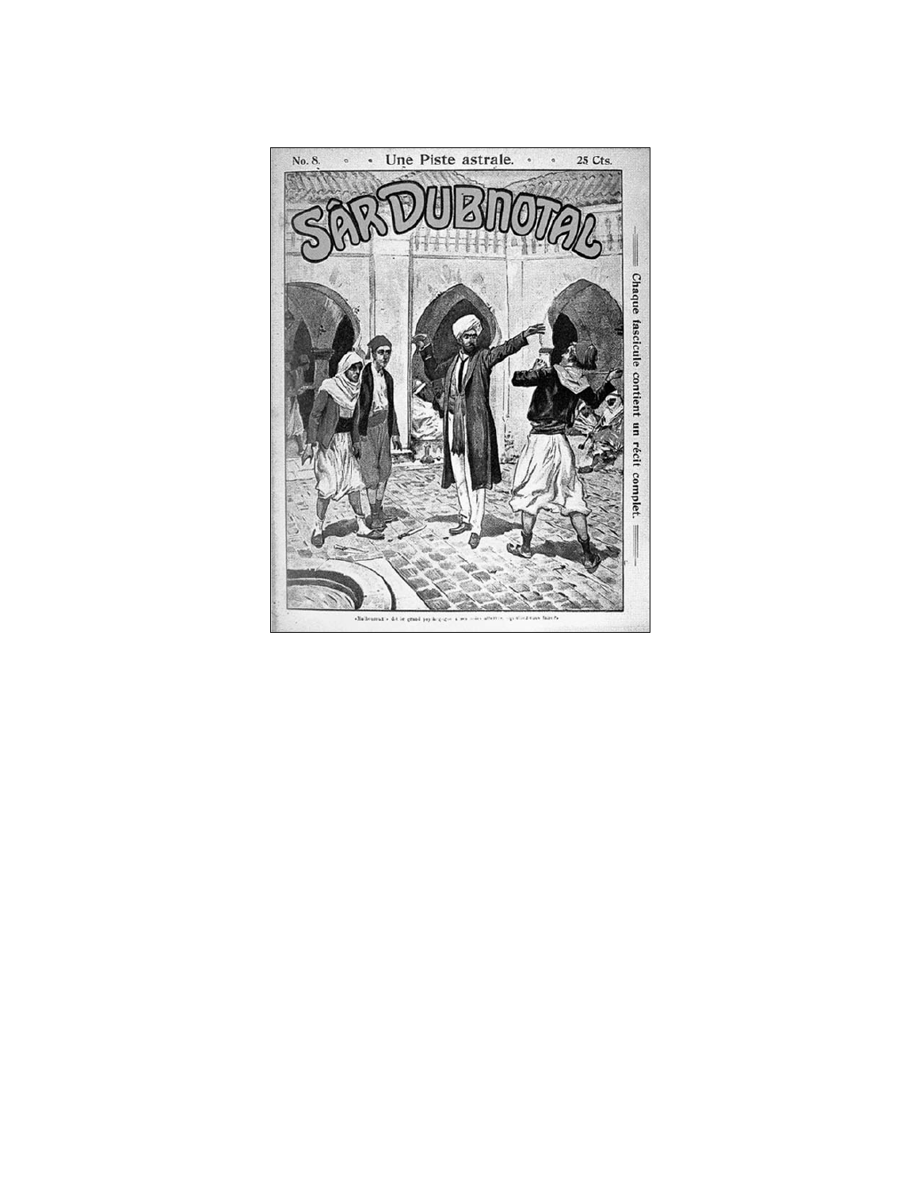No. 8. Une Piste astrale. 25 Cts.

# SÂR DUBNOTAL

Chaque fascicule contient un récit complet.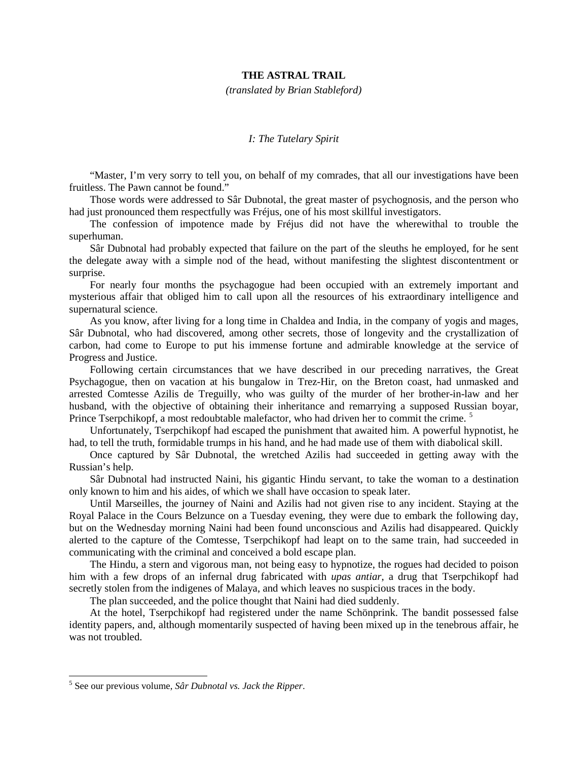**THE ASTRAL TRAIL**

*(translated by Brian Stableford)*

*I: The Tutelary Spirit*

"Master, I'm very sorry to tell you, on behalf of my comrades, that all our investigations have been fruitless. The Pawn cannot be found."

Those words were addressed to Sâr Dubnotal, the great master of psychognosis, and the person who had just pronounced them respectfully was Fréjus, one of his most skillful investigators.

The confession of impotence made by Fréjus did not have the wherewithal to trouble the superhuman.

Sâr Dubnotal had probably expected that failure on the part of the sleuths he employed, for he sent the delegate away with a simple nod of the head, without manifesting the slightest discontentment or surprise.

For nearly four months the psychagogue had been occupied with an extremely important and mysterious affair that obliged him to call upon all the resources of his extraordinary intelligence and supernatural science.

As you know, after living for a long time in Chaldea and India, in the company of yogis and mages, Sâr Dubnotal, who had discovered, among other secrets, those of longevity and the crystallization of carbon, had come to Europe to put his immense fortune and admirable knowledge at the service of Progress and Justice.

Following certain circumstances that we have described in our preceding narratives, the Great Psychagogue, then on vacation at his bungalow in Trez-Hir, on the Breton coast, had unmasked and arrested Comtesse Azilis de Treguilly, who was guilty of the murder of her brother-in-law and her husband, with the objective of obtaining their inheritance and remarrying a supposed Russian boyar, Prince Tserpchikopf, a most redoubtable malefactor, who had driven her to commit the crime. [5]

Unfortunately, Tserpchikopf had escaped the punishment that awaited him. A powerful hypnotist, he had, to tell the truth, formidable trumps in his hand, and he had made use of them with diabolical skill.

Once captured by Sâr Dubnotal, the wretched Azilis had succeeded in getting away with the Russian's help.

Sâr Dubnotal had instructed Naini, his gigantic Hindu servant, to take the woman to a destination only known to him and his aides, of which we shall have occasion to speak later.

Until Marseilles, the journey of Naini and Azilis had not given rise to any incident. Staying at the Royal Palace in the Cours Belzunce on a Tuesday evening, they were due to embark the following day, but on the Wednesday morning Naini had been found unconscious and Azilis had disappeared. Quickly alerted to the capture of the Comtesse, Tserpchikopf had leapt on to the same train, had succeeded in communicating with the criminal and conceived a bold escape plan.

The Hindu, a stern and vigorous man, not being easy to hypnotize, the rogues had decided to poison him with a few drops of an infernal drug fabricated with *upas antiar*, a drug that Tserpchikopf had secretly stolen from the indigenes of Malaya, and which leaves no suspicious traces in the body.

The plan succeeded, and the police thought that Naini had died suddenly.

At the hotel, Tserpchikopf had registered under the name Schönprink. The bandit possessed false identity papers, and, although momentarily suspected of having been mixed up in the tenebrous affair, he was not troubled.

---

[5] See our previous volume, *Sâr Dubnotal vs. Jack the Ripper*.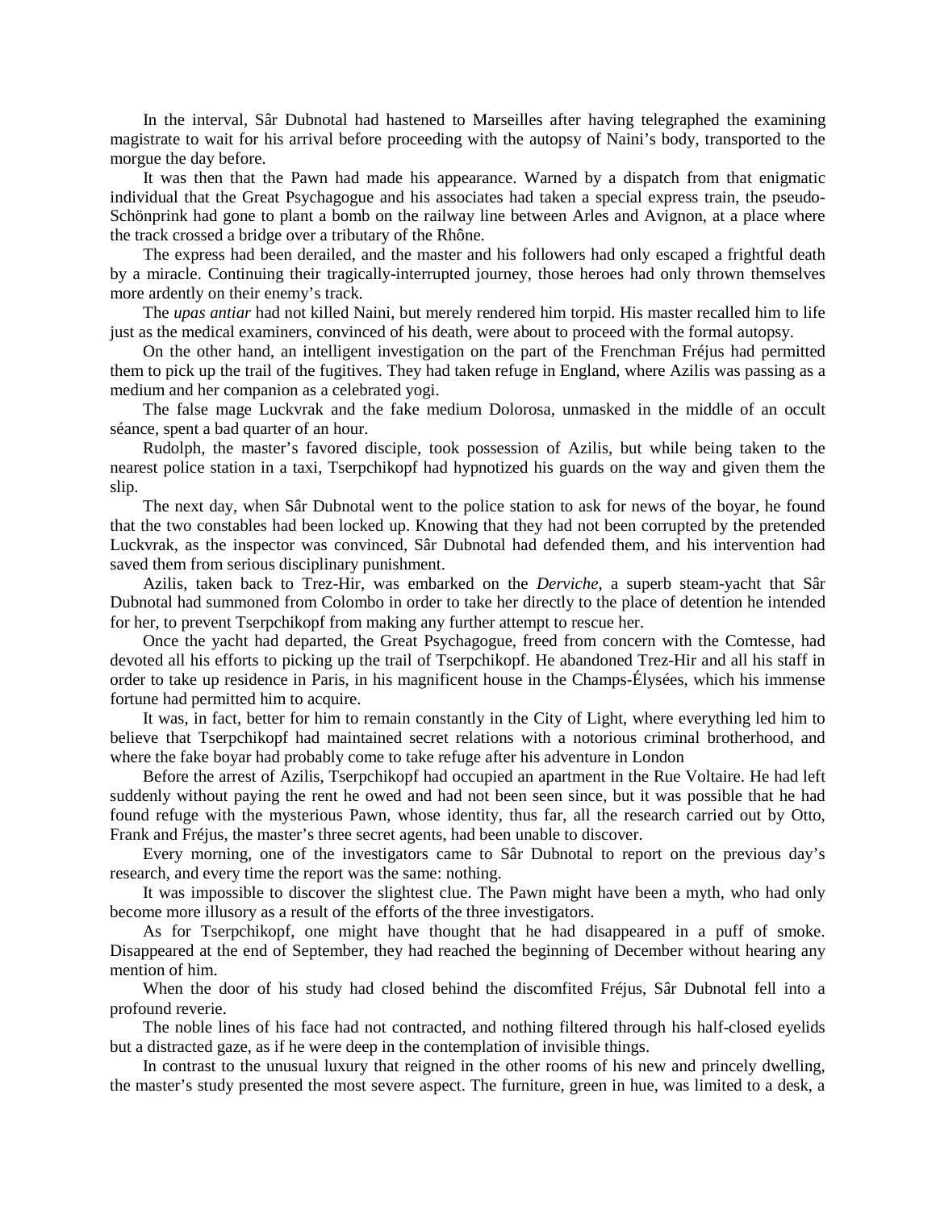In the interval, Sâr Dubnotal had hastened to Marseilles after having telegraphed the examining magistrate to wait for his arrival before proceeding with the autopsy of Naini's body, transported to the morgue the day before.

It was then that the Pawn had made his appearance. Warned by a dispatch from that enigmatic individual that the Great Psychagogue and his associates had taken a special express train, the pseudo-Schönprink had gone to plant a bomb on the railway line between Arles and Avignon, at a place where the track crossed a bridge over a tributary of the Rhône.

The express had been derailed, and the master and his followers had only escaped a frightful death by a miracle. Continuing their tragically-interrupted journey, those heroes had only thrown themselves more ardently on their enemy's track.

The *upas antiar* had not killed Naini, but merely rendered him torpid. His master recalled him to life just as the medical examiners, convinced of his death, were about to proceed with the formal autopsy.

On the other hand, an intelligent investigation on the part of the Frenchman Fréjus had permitted them to pick up the trail of the fugitives. They had taken refuge in England, where Azilis was passing as a medium and her companion as a celebrated yogi.

The false mage Luckvrak and the fake medium Dolorosa, unmasked in the middle of an occult séance, spent a bad quarter of an hour.

Rudolph, the master's favored disciple, took possession of Azilis, but while being taken to the nearest police station in a taxi, Tserpchikopf had hypnotized his guards on the way and given them the slip.

The next day, when Sâr Dubnotal went to the police station to ask for news of the boyar, he found that the two constables had been locked up. Knowing that they had not been corrupted by the pretended Luckvrak, as the inspector was convinced, Sâr Dubnotal had defended them, and his intervention had saved them from serious disciplinary punishment.

Azilis, taken back to Trez-Hir, was embarked on the *Derviche*, a superb steam-yacht that Sâr Dubnotal had summoned from Colombo in order to take her directly to the place of detention he intended for her, to prevent Tserpchikopf from making any further attempt to rescue her.

Once the yacht had departed, the Great Psychagogue, freed from concern with the Comtesse, had devoted all his efforts to picking up the trail of Tserpchikopf. He abandoned Trez-Hir and all his staff in order to take up residence in Paris, in his magnificent house in the Champs-Élysées, which his immense fortune had permitted him to acquire.

It was, in fact, better for him to remain constantly in the City of Light, where everything led him to believe that Tserpchikopf had maintained secret relations with a notorious criminal brotherhood, and where the fake boyar had probably come to take refuge after his adventure in London

Before the arrest of Azilis, Tserpchikopf had occupied an apartment in the Rue Voltaire. He had left suddenly without paying the rent he owed and had not been seen since, but it was possible that he had found refuge with the mysterious Pawn, whose identity, thus far, all the research carried out by Otto, Frank and Fréjus, the master's three secret agents, had been unable to discover.

Every morning, one of the investigators came to Sâr Dubnotal to report on the previous day's research, and every time the report was the same: nothing.

It was impossible to discover the slightest clue. The Pawn might have been a myth, who had only become more illusory as a result of the efforts of the three investigators.

As for Tserpchikopf, one might have thought that he had disappeared in a puff of smoke. Disappeared at the end of September, they had reached the beginning of December without hearing any mention of him.

When the door of his study had closed behind the discomfited Fréjus, Sâr Dubnotal fell into a profound reverie.

The noble lines of his face had not contracted, and nothing filtered through his half-closed eyelids but a distracted gaze, as if he were deep in the contemplation of invisible things.

In contrast to the unusual luxury that reigned in the other rooms of his new and princely dwelling, the master's study presented the most severe aspect. The furniture, green in hue, was limited to a desk, a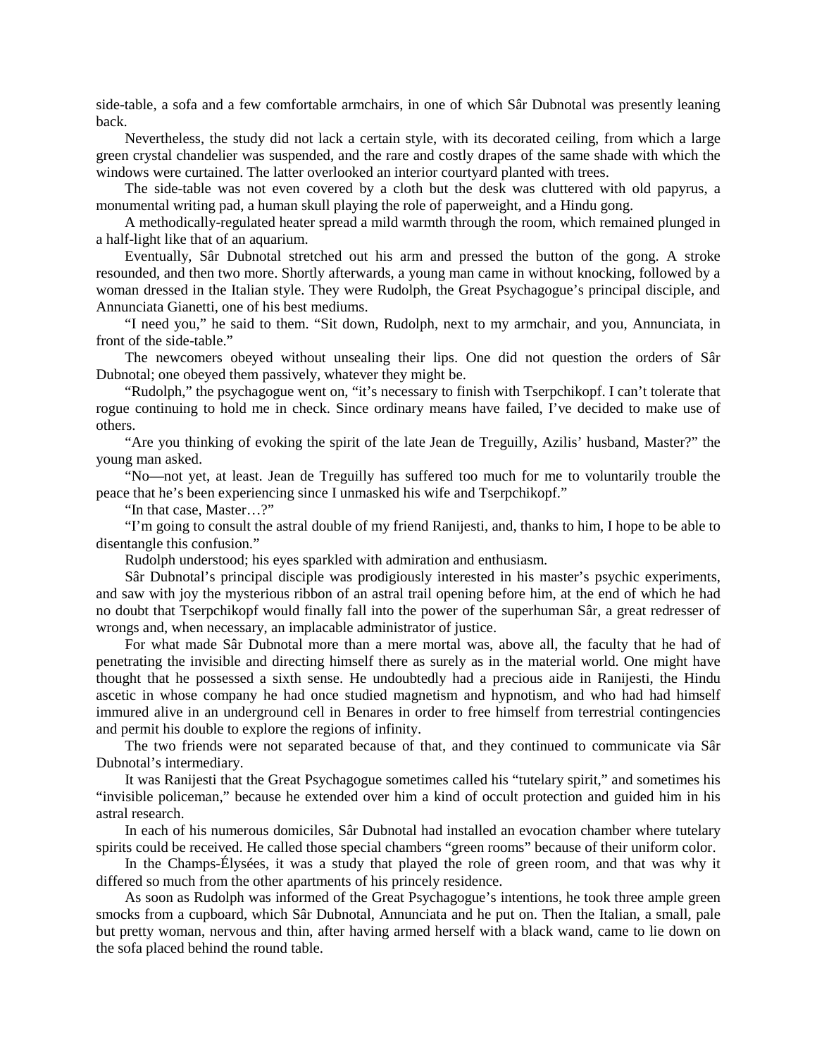side-table, a sofa and a few comfortable armchairs, in one of which Sâr Dubnotal was presently leaning back.

Nevertheless, the study did not lack a certain style, with its decorated ceiling, from which a large green crystal chandelier was suspended, and the rare and costly drapes of the same shade with which the windows were curtained. The latter overlooked an interior courtyard planted with trees.

The side-table was not even covered by a cloth but the desk was cluttered with old papyrus, a monumental writing pad, a human skull playing the role of paperweight, and a Hindu gong.

A methodically-regulated heater spread a mild warmth through the room, which remained plunged in a half-light like that of an aquarium.

Eventually, Sâr Dubnotal stretched out his arm and pressed the button of the gong. A stroke resounded, and then two more. Shortly afterwards, a young man came in without knocking, followed by a woman dressed in the Italian style. They were Rudolph, the Great Psychagogue's principal disciple, and Annunciata Gianetti, one of his best mediums.

"I need you," he said to them. "Sit down, Rudolph, next to my armchair, and you, Annunciata, in front of the side-table."

The newcomers obeyed without unsealing their lips. One did not question the orders of Sâr Dubnotal; one obeyed them passively, whatever they might be.

"Rudolph," the psychagogue went on, "it's necessary to finish with Tserpchikopf. I can't tolerate that rogue continuing to hold me in check. Since ordinary means have failed, I've decided to make use of others.

"Are you thinking of evoking the spirit of the late Jean de Treguilly, Azilis' husband, Master?" the young man asked.

"No—not yet, at least. Jean de Treguilly has suffered too much for me to voluntarily trouble the peace that he's been experiencing since I unmasked his wife and Tserpchikopf."

"In that case, Master…?"

"I'm going to consult the astral double of my friend Ranijesti, and, thanks to him, I hope to be able to disentangle this confusion."

Rudolph understood; his eyes sparkled with admiration and enthusiasm.

Sâr Dubnotal's principal disciple was prodigiously interested in his master's psychic experiments, and saw with joy the mysterious ribbon of an astral trail opening before him, at the end of which he had no doubt that Tserpchikopf would finally fall into the power of the superhuman Sâr, a great redresser of wrongs and, when necessary, an implacable administrator of justice.

For what made Sâr Dubnotal more than a mere mortal was, above all, the faculty that he had of penetrating the invisible and directing himself there as surely as in the material world. One might have thought that he possessed a sixth sense. He undoubtedly had a precious aide in Ranijesti, the Hindu ascetic in whose company he had once studied magnetism and hypnotism, and who had had himself immured alive in an underground cell in Benares in order to free himself from terrestrial contingencies and permit his double to explore the regions of infinity.

The two friends were not separated because of that, and they continued to communicate via Sâr Dubnotal's intermediary.

It was Ranijesti that the Great Psychagogue sometimes called his "tutelary spirit," and sometimes his "invisible policeman," because he extended over him a kind of occult protection and guided him in his astral research.

In each of his numerous domiciles, Sâr Dubnotal had installed an evocation chamber where tutelary spirits could be received. He called those special chambers "green rooms" because of their uniform color.

In the Champs-Élysées, it was a study that played the role of green room, and that was why it differed so much from the other apartments of his princely residence.

As soon as Rudolph was informed of the Great Psychagogue's intentions, he took three ample green smocks from a cupboard, which Sâr Dubnotal, Annunciata and he put on. Then the Italian, a small, pale but pretty woman, nervous and thin, after having armed herself with a black wand, came to lie down on the sofa placed behind the round table.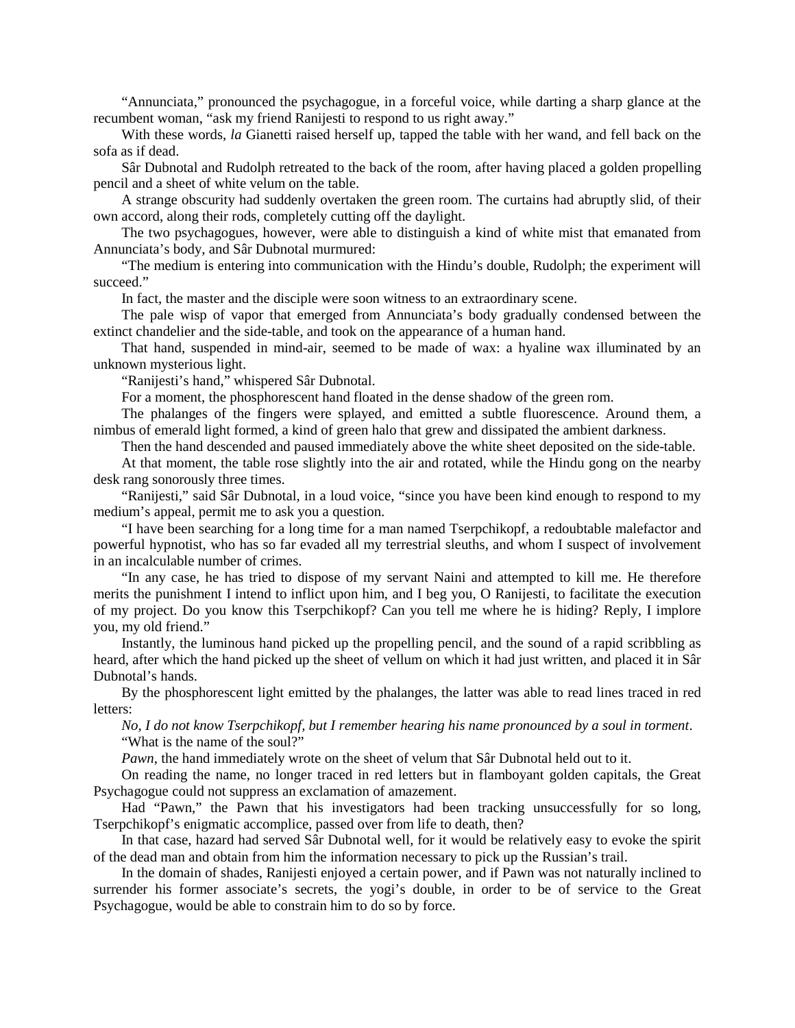"Annunciata," pronounced the psychagogue, in a forceful voice, while darting a sharp glance at the recumbent woman, "ask my friend Ranijesti to respond to us right away."

With these words, *la* Gianetti raised herself up, tapped the table with her wand, and fell back on the sofa as if dead.

Sâr Dubnotal and Rudolph retreated to the back of the room, after having placed a golden propelling pencil and a sheet of white velum on the table.

A strange obscurity had suddenly overtaken the green room. The curtains had abruptly slid, of their own accord, along their rods, completely cutting off the daylight.

The two psychagogues, however, were able to distinguish a kind of white mist that emanated from Annunciata's body, and Sâr Dubnotal murmured:

"The medium is entering into communication with the Hindu's double, Rudolph; the experiment will succeed."

In fact, the master and the disciple were soon witness to an extraordinary scene.

The pale wisp of vapor that emerged from Annunciata's body gradually condensed between the extinct chandelier and the side-table, and took on the appearance of a human hand.

That hand, suspended in mind-air, seemed to be made of wax: a hyaline wax illuminated by an unknown mysterious light.

"Ranijesti's hand," whispered Sâr Dubnotal.

For a moment, the phosphorescent hand floated in the dense shadow of the green rom.

The phalanges of the fingers were splayed, and emitted a subtle fluorescence. Around them, a nimbus of emerald light formed, a kind of green halo that grew and dissipated the ambient darkness.

Then the hand descended and paused immediately above the white sheet deposited on the side-table.

At that moment, the table rose slightly into the air and rotated, while the Hindu gong on the nearby desk rang sonorously three times.

"Ranijesti," said Sâr Dubnotal, in a loud voice, "since you have been kind enough to respond to my medium's appeal, permit me to ask you a question.

"I have been searching for a long time for a man named Tserpchikopf, a redoubtable malefactor and powerful hypnotist, who has so far evaded all my terrestrial sleuths, and whom I suspect of involvement in an incalculable number of crimes.

"In any case, he has tried to dispose of my servant Naini and attempted to kill me. He therefore merits the punishment I intend to inflict upon him, and I beg you, O Ranijesti, to facilitate the execution of my project. Do you know this Tserpchikopf? Can you tell me where he is hiding? Reply, I implore you, my old friend."

Instantly, the luminous hand picked up the propelling pencil, and the sound of a rapid scribbling as heard, after which the hand picked up the sheet of vellum on which it had just written, and placed it in Sâr Dubnotal's hands.

By the phosphorescent light emitted by the phalanges, the latter was able to read lines traced in red letters:

*No, I do not know Tserpchikopf, but I remember hearing his name pronounced by a soul in torment*.

"What is the name of the soul?"

*Pawn*, the hand immediately wrote on the sheet of velum that Sâr Dubnotal held out to it.

On reading the name, no longer traced in red letters but in flamboyant golden capitals, the Great Psychagogue could not suppress an exclamation of amazement.

Had "Pawn," the Pawn that his investigators had been tracking unsuccessfully for so long, Tserpchikopf's enigmatic accomplice, passed over from life to death, then?

In that case, hazard had served Sâr Dubnotal well, for it would be relatively easy to evoke the spirit of the dead man and obtain from him the information necessary to pick up the Russian's trail.

In the domain of shades, Ranijesti enjoyed a certain power, and if Pawn was not naturally inclined to surrender his former associate's secrets, the yogi's double, in order to be of service to the Great Psychagogue, would be able to constrain him to do so by force.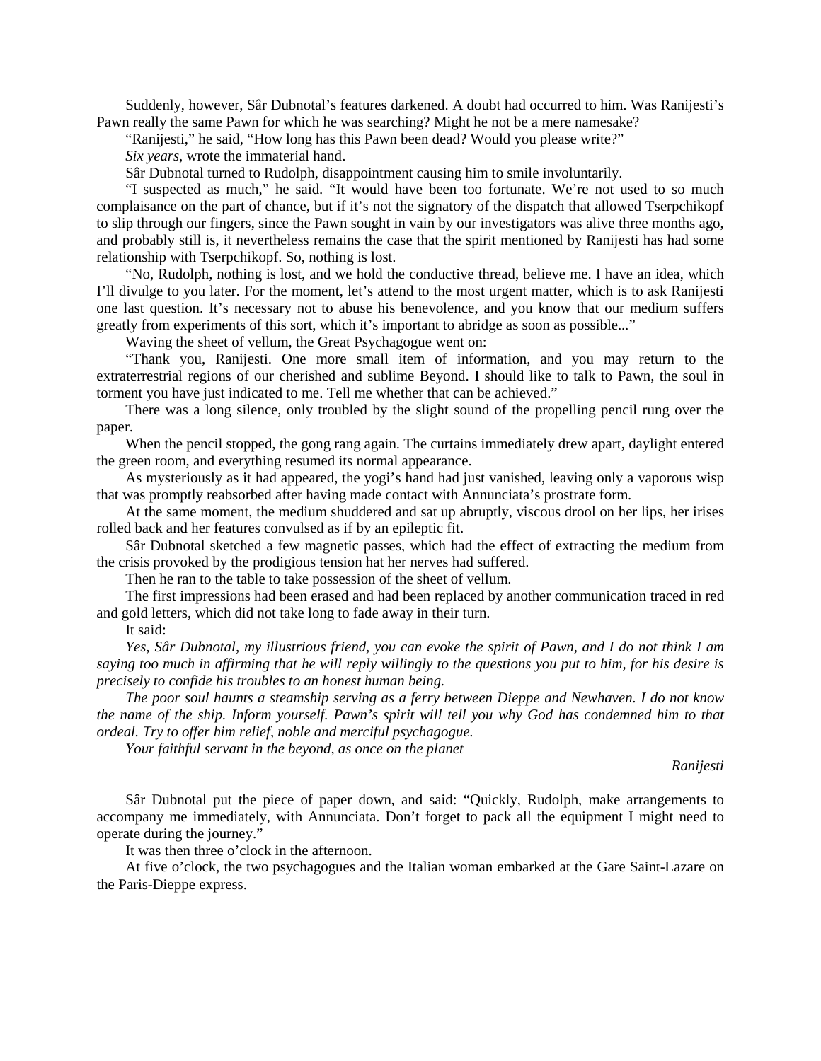Suddenly, however, Sâr Dubnotal's features darkened. A doubt had occurred to him. Was Ranijesti's Pawn really the same Pawn for which he was searching? Might he not be a mere namesake?

"Ranijesti," he said, "How long has this Pawn been dead? Would you please write?"

*Six years*, wrote the immaterial hand.

Sâr Dubnotal turned to Rudolph, disappointment causing him to smile involuntarily.

"I suspected as much," he said. "It would have been too fortunate. We're not used to so much complaisance on the part of chance, but if it's not the signatory of the dispatch that allowed Tserpchikopf to slip through our fingers, since the Pawn sought in vain by our investigators was alive three months ago, and probably still is, it nevertheless remains the case that the spirit mentioned by Ranijesti has had some relationship with Tserpchikopf. So, nothing is lost.

"No, Rudolph, nothing is lost, and we hold the conductive thread, believe me. I have an idea, which I'll divulge to you later. For the moment, let's attend to the most urgent matter, which is to ask Ranijesti one last question. It's necessary not to abuse his benevolence, and you know that our medium suffers greatly from experiments of this sort, which it's important to abridge as soon as possible..."

Waving the sheet of vellum, the Great Psychagogue went on:

"Thank you, Ranijesti. One more small item of information, and you may return to the extraterrestrial regions of our cherished and sublime Beyond. I should like to talk to Pawn, the soul in torment you have just indicated to me. Tell me whether that can be achieved."

There was a long silence, only troubled by the slight sound of the propelling pencil rung over the paper.

When the pencil stopped, the gong rang again. The curtains immediately drew apart, daylight entered the green room, and everything resumed its normal appearance.

As mysteriously as it had appeared, the yogi's hand had just vanished, leaving only a vaporous wisp that was promptly reabsorbed after having made contact with Annunciata's prostrate form.

At the same moment, the medium shuddered and sat up abruptly, viscous drool on her lips, her irises rolled back and her features convulsed as if by an epileptic fit.

Sâr Dubnotal sketched a few magnetic passes, which had the effect of extracting the medium from the crisis provoked by the prodigious tension hat her nerves had suffered.

Then he ran to the table to take possession of the sheet of vellum.

The first impressions had been erased and had been replaced by another communication traced in red and gold letters, which did not take long to fade away in their turn.

It said:

*Yes, Sâr Dubnotal, my illustrious friend, you can evoke the spirit of Pawn, and I do not think I am saying too much in affirming that he will reply willingly to the questions you put to him, for his desire is precisely to confide his troubles to an honest human being.*

*The poor soul haunts a steamship serving as a ferry between Dieppe and Newhaven. I do not know the name of the ship. Inform yourself. Pawn's spirit will tell you why God has condemned him to that ordeal. Try to offer him relief, noble and merciful psychagogue.*

*Your faithful servant in the beyond, as once on the planet*

*Ranijesti*

Sâr Dubnotal put the piece of paper down, and said: "Quickly, Rudolph, make arrangements to accompany me immediately, with Annunciata. Don't forget to pack all the equipment I might need to operate during the journey."

It was then three o'clock in the afternoon.

At five o'clock, the two psychagogues and the Italian woman embarked at the Gare Saint-Lazare on the Paris-Dieppe express.